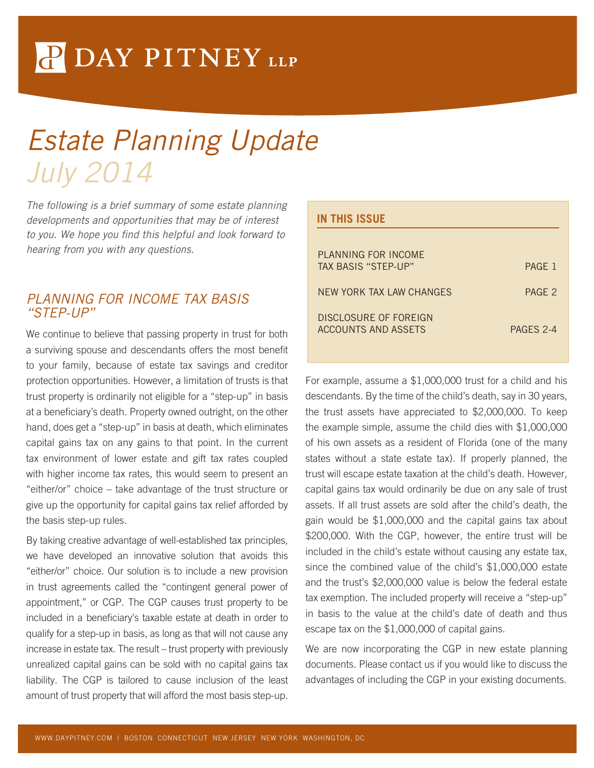# DAY PITNEY LLP

# *Estate Planning Update*

## *July 2014*

*The following is a brief summary of some estate planning developments and opportunities that may be of interest to you. We hope you find this helpful and look forward to hearing from you with any questions.*

**IN THIS ISSUE**

| | |
|---|---|
| PLANNING FOR INCOME TAX BASIS "STEP-UP" | PAGE 1 |
| NEW YORK TAX LAW CHANGES | PAGE 2 |
| DISCLOSURE OF FOREIGN ACCOUNTS AND ASSETS | PAGES 2-4 |

## *PLANNING FOR INCOME TAX BASIS "STEP-UP"*

We continue to believe that passing property in trust for both a surviving spouse and descendants offers the most benefit to your family, because of estate tax savings and creditor protection opportunities. However, a limitation of trusts is that trust property is ordinarily not eligible for a "step-up" in basis at a beneficiary's death. Property owned outright, on the other hand, does get a "step-up" in basis at death, which eliminates capital gains tax on any gains to that point. In the current tax environment of lower estate and gift tax rates coupled with higher income tax rates, this would seem to present an "either/or" choice – take advantage of the trust structure or give up the opportunity for capital gains tax relief afforded by the basis step-up rules.

By taking creative advantage of well-established tax principles, we have developed an innovative solution that avoids this "either/or" choice. Our solution is to include a new provision in trust agreements called the "contingent general power of appointment," or CGP. The CGP causes trust property to be included in a beneficiary's taxable estate at death in order to qualify for a step-up in basis, as long as that will not cause any increase in estate tax. The result – trust property with previously unrealized capital gains can be sold with no capital gains tax liability. The CGP is tailored to cause inclusion of the least amount of trust property that will afford the most basis step-up.

For example, assume a $1,000,000 trust for a child and his descendants. By the time of the child's death, say in 30 years, the trust assets have appreciated to $2,000,000. To keep the example simple, assume the child dies with $1,000,000 of his own assets as a resident of Florida (one of the many states without a state estate tax). If properly planned, the trust will escape estate taxation at the child's death. However, capital gains tax would ordinarily be due on any sale of trust assets. If all trust assets are sold after the child's death, the gain would be $1,000,000 and the capital gains tax about $200,000. With the CGP, however, the entire trust will be included in the child's estate without causing any estate tax, since the combined value of the child's $1,000,000 estate and the trust's $2,000,000 value is below the federal estate tax exemption. The included property will receive a "step-up" in basis to the value at the child's date of death and thus escape tax on the $1,000,000 of capital gains.

We are now incorporating the CGP in new estate planning documents. Please contact us if you would like to discuss the advantages of including the CGP in your existing documents.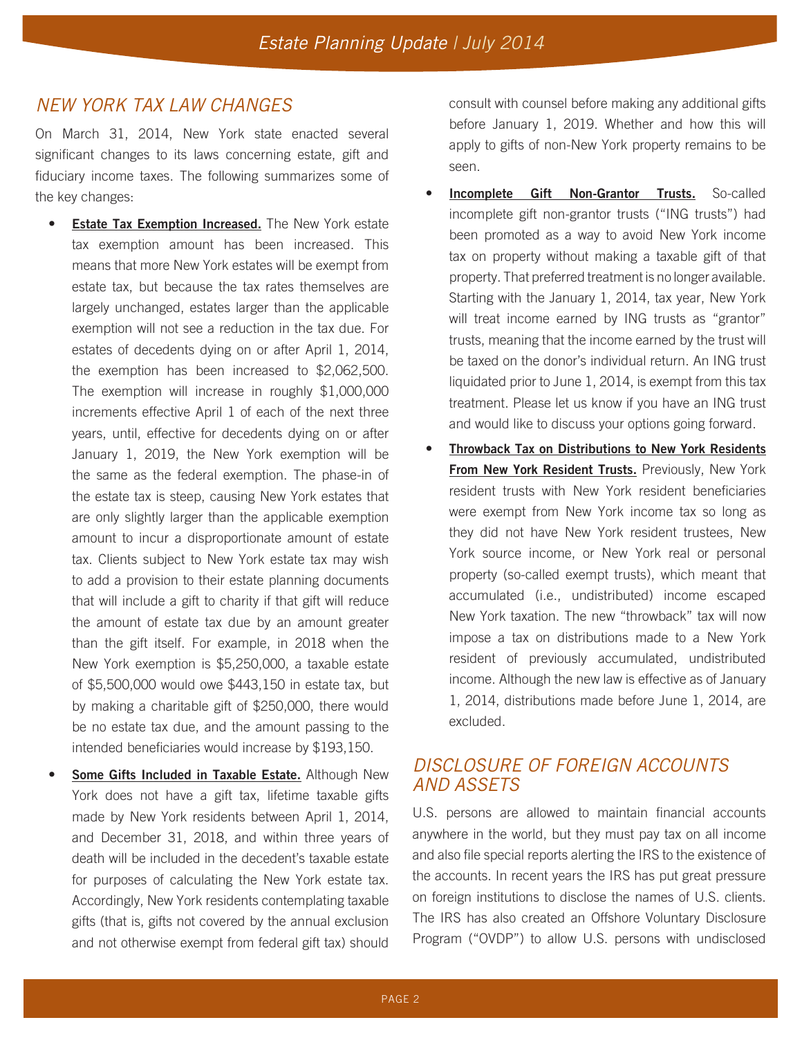## NEW YORK TAX LAW CHANGES

On March 31, 2014, New York state enacted several significant changes to its laws concerning estate, gift and fiduciary income taxes. The following summarizes some of the key changes:

- **Estate Tax Exemption Increased.** The New York estate tax exemption amount has been increased. This means that more New York estates will be exempt from estate tax, but because the tax rates themselves are largely unchanged, estates larger than the applicable exemption will not see a reduction in the tax due. For estates of decedents dying on or after April 1, 2014, the exemption has been increased to $2,062,500. The exemption will increase in roughly $1,000,000 increments effective April 1 of each of the next three years, until, effective for decedents dying on or after January 1, 2019, the New York exemption will be the same as the federal exemption. The phase-in of the estate tax is steep, causing New York estates that are only slightly larger than the applicable exemption amount to incur a disproportionate amount of estate tax. Clients subject to New York estate tax may wish to add a provision to their estate planning documents that will include a gift to charity if that gift will reduce the amount of estate tax due by an amount greater than the gift itself. For example, in 2018 when the New York exemption is $5,250,000, a taxable estate of $5,500,000 would owe $443,150 in estate tax, but by making a charitable gift of $250,000, there would be no estate tax due, and the amount passing to the intended beneficiaries would increase by $193,150.
- **Some Gifts Included in Taxable Estate.** Although New York does not have a gift tax, lifetime taxable gifts made by New York residents between April 1, 2014, and December 31, 2018, and within three years of death will be included in the decedent's taxable estate for purposes of calculating the New York estate tax. Accordingly, New York residents contemplating taxable gifts (that is, gifts not covered by the annual exclusion and not otherwise exempt from federal gift tax) should consult with counsel before making any additional gifts before January 1, 2019. Whether and how this will apply to gifts of non-New York property remains to be seen.
- **Incomplete Gift Non-Grantor Trusts.** So-called incomplete gift non-grantor trusts ("ING trusts") had been promoted as a way to avoid New York income tax on property without making a taxable gift of that property. That preferred treatment is no longer available. Starting with the January 1, 2014, tax year, New York will treat income earned by ING trusts as "grantor" trusts, meaning that the income earned by the trust will be taxed on the donor's individual return. An ING trust liquidated prior to June 1, 2014, is exempt from this tax treatment. Please let us know if you have an ING trust and would like to discuss your options going forward.
- **Throwback Tax on Distributions to New York Residents From New York Resident Trusts.** Previously, New York resident trusts with New York resident beneficiaries were exempt from New York income tax so long as they did not have New York resident trustees, New York source income, or New York real or personal property (so-called exempt trusts), which meant that accumulated (i.e., undistributed) income escaped New York taxation. The new "throwback" tax will now impose a tax on distributions made to a New York resident of previously accumulated, undistributed income. Although the new law is effective as of January 1, 2014, distributions made before June 1, 2014, are excluded.

## DISCLOSURE OF FOREIGN ACCOUNTS AND ASSETS

U.S. persons are allowed to maintain financial accounts anywhere in the world, but they must pay tax on all income and also file special reports alerting the IRS to the existence of the accounts. In recent years the IRS has put great pressure on foreign institutions to disclose the names of U.S. clients. The IRS has also created an Offshore Voluntary Disclosure Program ("OVDP") to allow U.S. persons with undisclosed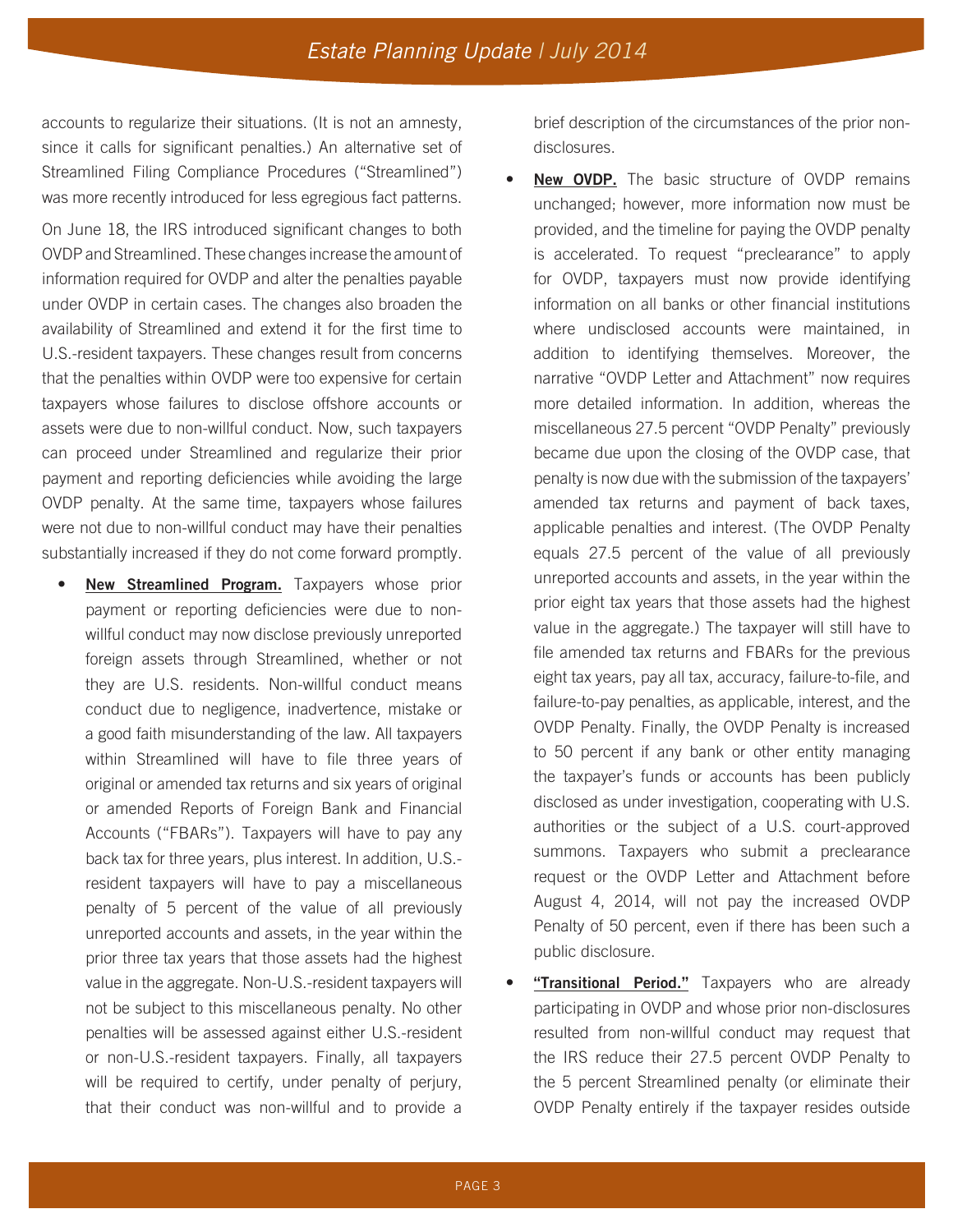accounts to regularize their situations. (It is not an amnesty, since it calls for significant penalties.) An alternative set of Streamlined Filing Compliance Procedures ("Streamlined") was more recently introduced for less egregious fact patterns.

On June 18, the IRS introduced significant changes to both OVDP and Streamlined. These changes increase the amount of information required for OVDP and alter the penalties payable under OVDP in certain cases. The changes also broaden the availability of Streamlined and extend it for the first time to U.S.-resident taxpayers. These changes result from concerns that the penalties within OVDP were too expensive for certain taxpayers whose failures to disclose offshore accounts or assets were due to non-willful conduct. Now, such taxpayers can proceed under Streamlined and regularize their prior payment and reporting deficiencies while avoiding the large OVDP penalty. At the same time, taxpayers whose failures were not due to non-willful conduct may have their penalties substantially increased if they do not come forward promptly.

- **New Streamlined Program.** Taxpayers whose prior payment or reporting deficiencies were due to non-willful conduct may now disclose previously unreported foreign assets through Streamlined, whether or not they are U.S. residents. Non-willful conduct means conduct due to negligence, inadvertence, mistake or a good faith misunderstanding of the law. All taxpayers within Streamlined will have to file three years of original or amended tax returns and six years of original or amended Reports of Foreign Bank and Financial Accounts ("FBARs"). Taxpayers will have to pay any back tax for three years, plus interest. In addition, U.S.-resident taxpayers will have to pay a miscellaneous penalty of 5 percent of the value of all previously unreported accounts and assets, in the year within the prior three tax years that those assets had the highest value in the aggregate. Non-U.S.-resident taxpayers will not be subject to this miscellaneous penalty. No other penalties will be assessed against either U.S.-resident or non-U.S.-resident taxpayers. Finally, all taxpayers will be required to certify, under penalty of perjury, that their conduct was non-willful and to provide a brief description of the circumstances of the prior non-disclosures.

- **New OVDP.** The basic structure of OVDP remains unchanged; however, more information now must be provided, and the timeline for paying the OVDP penalty is accelerated. To request "preclearance" to apply for OVDP, taxpayers must now provide identifying information on all banks or other financial institutions where undisclosed accounts were maintained, in addition to identifying themselves. Moreover, the narrative "OVDP Letter and Attachment" now requires more detailed information. In addition, whereas the miscellaneous 27.5 percent "OVDP Penalty" previously became due upon the closing of the OVDP case, that penalty is now due with the submission of the taxpayers' amended tax returns and payment of back taxes, applicable penalties and interest. (The OVDP Penalty equals 27.5 percent of the value of all previously unreported accounts and assets, in the year within the prior eight tax years that those assets had the highest value in the aggregate.) The taxpayer will still have to file amended tax returns and FBARs for the previous eight tax years, pay all tax, accuracy, failure-to-file, and failure-to-pay penalties, as applicable, interest, and the OVDP Penalty. Finally, the OVDP Penalty is increased to 50 percent if any bank or other entity managing the taxpayer's funds or accounts has been publicly disclosed as under investigation, cooperating with U.S. authorities or the subject of a U.S. court-approved summons. Taxpayers who submit a preclearance request or the OVDP Letter and Attachment before August 4, 2014, will not pay the increased OVDP Penalty of 50 percent, even if there has been such a public disclosure.

- **"Transitional Period."** Taxpayers who are already participating in OVDP and whose prior non-disclosures resulted from non-willful conduct may request that the IRS reduce their 27.5 percent OVDP Penalty to the 5 percent Streamlined penalty (or eliminate their OVDP Penalty entirely if the taxpayer resides outside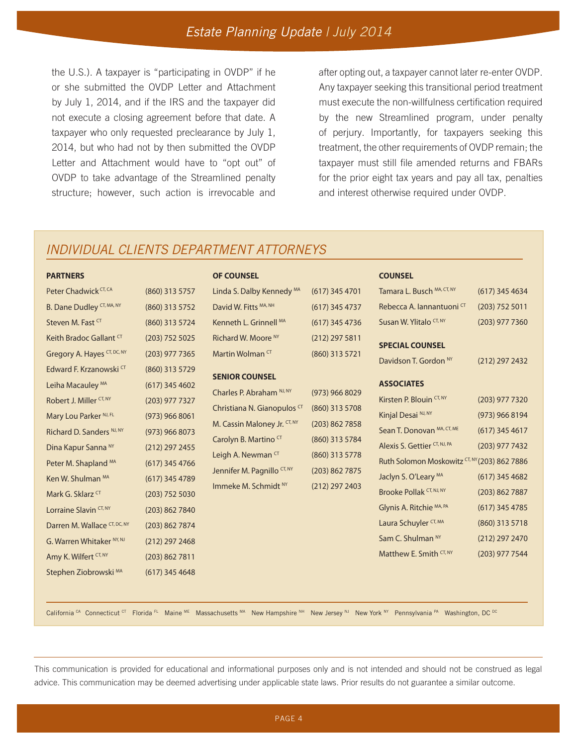the U.S.). A taxpayer is "participating in OVDP" if he or she submitted the OVDP Letter and Attachment by July 1, 2014, and if the IRS and the taxpayer did not execute a closing agreement before that date. A taxpayer who only requested preclearance by July 1, 2014, but who had not by then submitted the OVDP Letter and Attachment would have to "opt out" of OVDP to take advantage of the Streamlined penalty structure; however, such action is irrevocable and after opting out, a taxpayer cannot later re-enter OVDP. Any taxpayer seeking this transitional period treatment must execute the non-willfulness certification required by the new Streamlined program, under penalty of perjury. Importantly, for taxpayers seeking this treatment, the other requirements of OVDP remain; the taxpayer must still file amended returns and FBARs for the prior eight tax years and pay all tax, penalties and interest otherwise required under OVDP.

## *INDIVIDUAL CLIENTS DEPARTMENT ATTORNEYS*

**PARTNERS**

| | |
|---|---|
| Peter Chadwick CT, CA | (860) 313 5757 |
| B. Dane Dudley CT, MA, NY | (860) 313 5752 |
| Steven M. Fast CT | (860) 313 5724 |
| Keith Bradoc Gallant CT | (203) 752 5025 |
| Gregory A. Hayes CT, DC, NY | (203) 977 7365 |
| Edward F. Krzanowski CT | (860) 313 5729 |
| Leiha Macauley MA | (617) 345 4602 |
| Robert J. Miller CT, NY | (203) 977 7327 |
| Mary Lou Parker NJ, FL | (973) 966 8061 |
| Richard D. Sanders NJ, NY | (973) 966 8073 |
| Dina Kapur Sanna NY | (212) 297 2455 |
| Peter M. Shapland MA | (617) 345 4766 |
| Ken W. Shulman MA | (617) 345 4789 |
| Mark G. Sklarz CT | (203) 752 5030 |
| Lorraine Slavin CT, NY | (203) 862 7840 |
| Darren M. Wallace CT, DC, NY | (203) 862 7874 |
| G. Warren Whitaker NY, NJ | (212) 297 2468 |
| Amy K. Wilfert CT, NY | (203) 862 7811 |
| Stephen Ziobrowski MA | (617) 345 4648 |

**OF COUNSEL**

| | |
|---|---|
| Linda S. Dalby Kennedy MA | (617) 345 4701 |
| David W. Fitts MA, NH | (617) 345 4737 |
| Kenneth L. Grinnell MA | (617) 345 4736 |
| Richard W. Moore NY | (212) 297 5811 |
| Martin Wolman CT | (860) 313 5721 |

**SENIOR COUNSEL**

| | |
|---|---|
| Charles P. Abraham NJ, NY | (973) 966 8029 |
| Christiana N. Gianopulos CT | (860) 313 5708 |
| M. Cassin Maloney Jr. CT, NY | (203) 862 7858 |
| Carolyn B. Martino CT | (860) 313 5784 |
| Leigh A. Newman CT | (860) 313 5778 |
| Jennifer M. Pagnillo CT, NY | (203) 862 7875 |
| Immeke M. Schmidt NY | (212) 297 2403 |

**COUNSEL**

| | |
|---|---|
| Tamara L. Busch MA, CT, NY | (617) 345 4634 |
| Rebecca A. Iannantuoni CT | (203) 752 5011 |
| Susan W. Ylitalo CT, NY | (203) 977 7360 |

**SPECIAL COUNSEL**

| | |
|---|---|
| Davidson T. Gordon NY | (212) 297 2432 |

**ASSOCIATES**

| | |
|---|---|
| Kirsten P. Blouin CT, NY | (203) 977 7320 |
| Kinjal Desai NJ, NY | (973) 966 8194 |
| Sean T. Donovan MA, CT, ME | (617) 345 4617 |
| Alexis S. Gettier CT, NJ, PA | (203) 977 7432 |
| Ruth Solomon Moskowitz CT, NY | (203) 862 7886 |
| Jaclyn S. O'Leary MA | (617) 345 4682 |
| Brooke Pollak CT, NJ, NY | (203) 862 7887 |
| Glynis A. Ritchie MA, PA | (617) 345 4785 |
| Laura Schuyler CT, MA | (860) 313 5718 |
| Sam C. Shulman NY | (212) 297 2470 |
| Matthew E. Smith CT, NY | (203) 977 7544 |

California CA Connecticut CT Florida FL Maine ME Massachusetts MA New Hampshire NH New Jersey NJ New York NY Pennsylvania PA Washington, DC DC

---

This communication is provided for educational and informational purposes only and is not intended and should not be construed as legal advice. This communication may be deemed advertising under applicable state laws. Prior results do not guarantee a similar outcome.